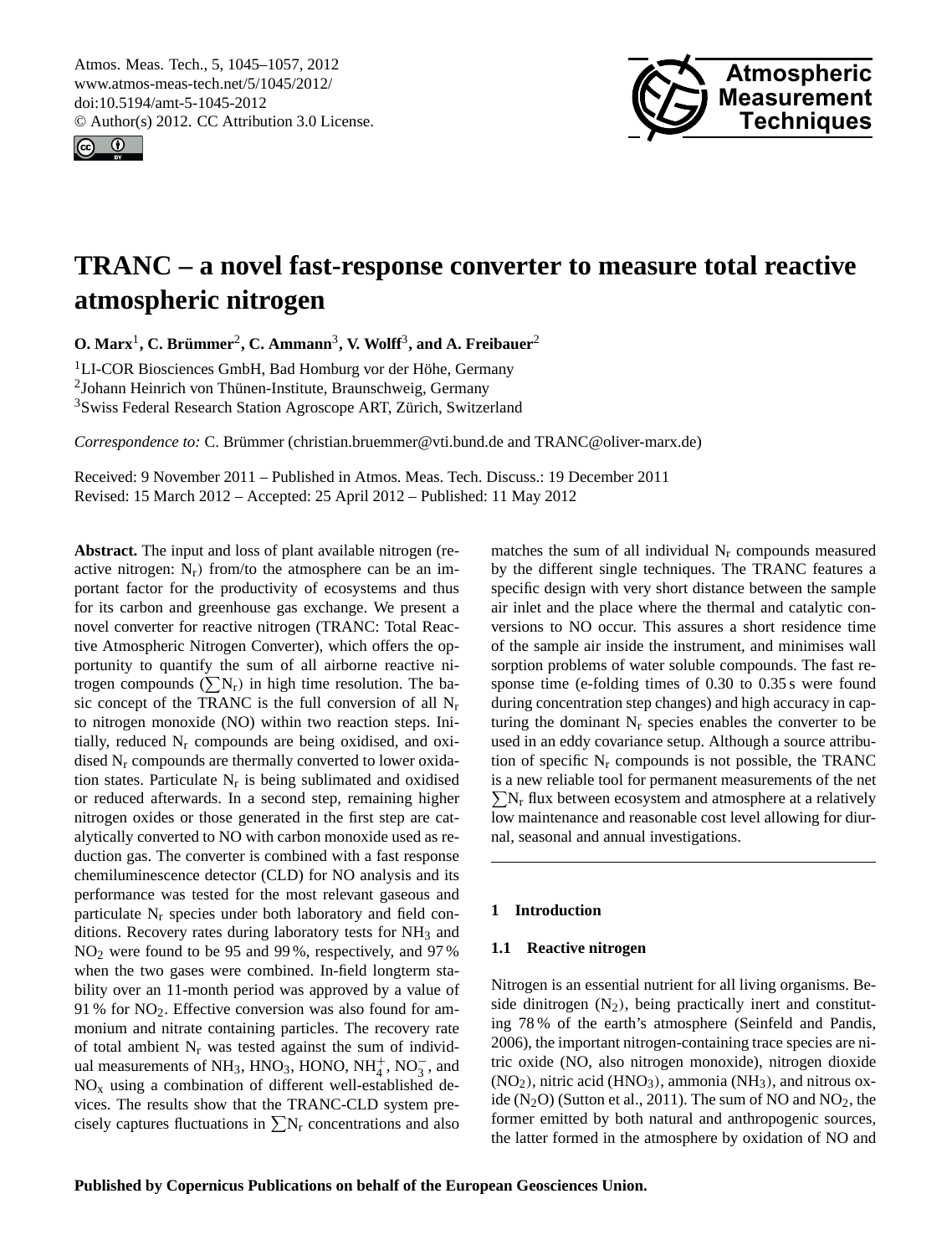# TRANC – a novel fast-response converter to measure total reactive atmospheric nitrogen

**O. Marx**[1], **C. Brümmer**[2], **C. Ammann**[3], **V. Wolff**[3], **and A. Freibauer**[2]

[1]LI-COR Biosciences GmbH, Bad Homburg vor der Höhe, Germany

[2]Johann Heinrich von Thünen-Institute, Braunschweig, Germany

[3]Swiss Federal Research Station Agroscope ART, Zürich, Switzerland

*Correspondence to:* C. Brümmer (christian.bruemmer@vti.bund.de and TRANC@oliver-marx.de)

Received: 9 November 2011 – Published in Atmos. Meas. Tech. Discuss.: 19 December 2011
Revised: 15 March 2012 – Accepted: 25 April 2012 – Published: 11 May 2012

**Abstract.** The input and loss of plant available nitrogen (reactive nitrogen: $N_r$) from/to the atmosphere can be an important factor for the productivity of ecosystems and thus for its carbon and greenhouse gas exchange. We present a novel converter for reactive nitrogen (TRANC: Total Reactive Atmospheric Nitrogen Converter), which offers the opportunity to quantify the sum of all airborne reactive nitrogen compounds ($\sum N_r$) in high time resolution. The basic concept of the TRANC is the full conversion of all $N_r$ to nitrogen monoxide (NO) within two reaction steps. Initially, reduced $N_r$ compounds are being oxidised, and oxidised $N_r$ compounds are thermally converted to lower oxidation states. Particulate $N_r$ is being sublimated and oxidised or reduced afterwards. In a second step, remaining higher nitrogen oxides or those generated in the first step are catalytically converted to NO with carbon monoxide used as reduction gas. The converter is combined with a fast response chemiluminescence detector (CLD) for NO analysis and its performance was tested for the most relevant gaseous and particulate $N_r$ species under both laboratory and field conditions. Recovery rates during laboratory tests for $NH_3$ and $NO_2$ were found to be 95 and 99 %, respectively, and 97 % when the two gases were combined. In-field longterm stability over an 11-month period was approved by a value of 91 % for $NO_2$. Effective conversion was also found for ammonium and nitrate containing particles. The recovery rate of total ambient $N_r$ was tested against the sum of individual measurements of $NH_3$, $HNO_3$, HONO, $NH_4^+$, $NO_3^-$, and $NO_x$ using a combination of different well-established devices. The results show that the TRANC-CLD system precisely captures fluctuations in $\sum N_r$ concentrations and also matches the sum of all individual $N_r$ compounds measured by the different single techniques. The TRANC features a specific design with very short distance between the sample air inlet and the place where the thermal and catalytic conversions to NO occur. This assures a short residence time of the sample air inside the instrument, and minimises wall sorption problems of water soluble compounds. The fast response time (e-folding times of 0.30 to 0.35 s were found during concentration step changes) and high accuracy in capturing the dominant $N_r$ species enables the converter to be used in an eddy covariance setup. Although a source attribution of specific $N_r$ compounds is not possible, the TRANC is a new reliable tool for permanent measurements of the net $\sum N_r$ flux between ecosystem and atmosphere at a relatively low maintenance and reasonable cost level allowing for diurnal, seasonal and annual investigations.

## 1 Introduction

### 1.1 Reactive nitrogen

Nitrogen is an essential nutrient for all living organisms. Beside dinitrogen ($N_2$), being practically inert and constituting 78 % of the earth's atmosphere (Seinfeld and Pandis, 2006), the important nitrogen-containing trace species are nitric oxide (NO, also nitrogen monoxide), nitrogen dioxide ($NO_2$), nitric acid ($HNO_3$), ammonia ($NH_3$), and nitrous oxide ($N_2O$) (Sutton et al., 2011). The sum of NO and $NO_2$, the former emitted by both natural and anthropogenic sources, the latter formed in the atmosphere by oxidation of NO and

**Published by Copernicus Publications on behalf of the European Geosciences Union.**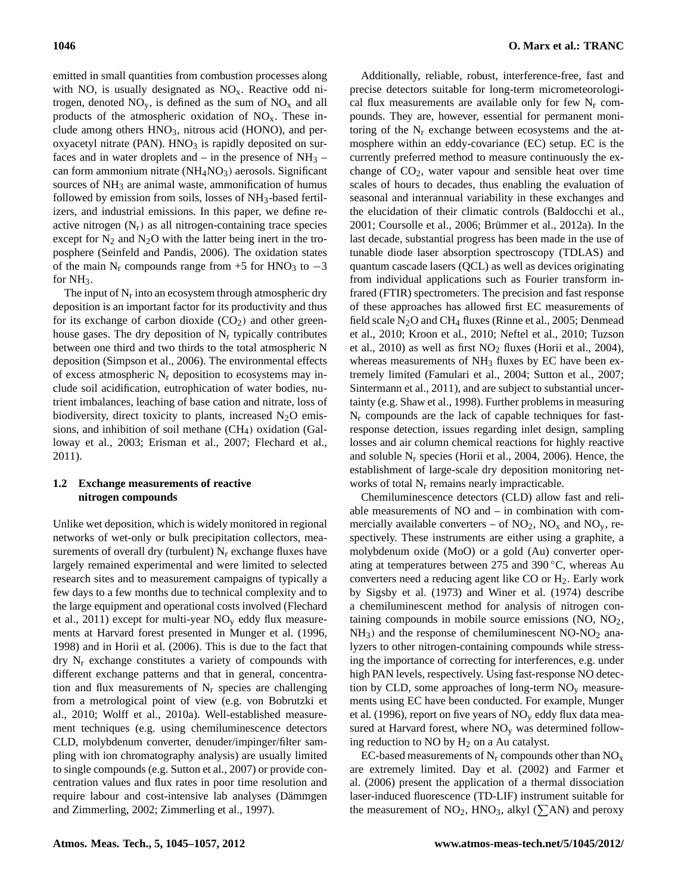emitted in small quantities from combustion processes along with NO, is usually designated as $NO_x$. Reactive odd nitrogen, denoted $NO_y$, is defined as the sum of $NO_x$ and all products of the atmospheric oxidation of $NO_x$. These include among others $HNO_3$, nitrous acid (HONO), and peroxyacetyl nitrate (PAN). $HNO_3$ is rapidly deposited on surfaces and in water droplets and – in the presence of $NH_3$ – can form ammonium nitrate ($NH_4NO_3$) aerosols. Significant sources of $NH_3$ are animal waste, ammonification of humus followed by emission from soils, losses of $NH_3$-based fertilizers, and industrial emissions. In this paper, we define reactive nitrogen ($N_r$) as all nitrogen-containing trace species except for $N_2$ and $N_2O$ with the latter being inert in the troposphere (Seinfeld and Pandis, 2006). The oxidation states of the main $N_r$ compounds range from +5 for $HNO_3$ to $-3$ for $NH_3$.

The input of $N_r$ into an ecosystem through atmospheric dry deposition is an important factor for its productivity and thus for its exchange of carbon dioxide ($CO_2$) and other greenhouse gases. The dry deposition of $N_r$ typically contributes between one third and two thirds to the total atmospheric N deposition (Simpson et al., 2006). The environmental effects of excess atmospheric $N_r$ deposition to ecosystems may include soil acidification, eutrophication of water bodies, nutrient imbalances, leaching of base cation and nitrate, loss of biodiversity, direct toxicity to plants, increased $N_2O$ emissions, and inhibition of soil methane ($CH_4$) oxidation (Galloway et al., 2003; Erisman et al., 2007; Flechard et al., 2011).

### 1.2 Exchange measurements of reactive nitrogen compounds

Unlike wet deposition, which is widely monitored in regional networks of wet-only or bulk precipitation collectors, measurements of overall dry (turbulent) $N_r$ exchange fluxes have largely remained experimental and were limited to selected research sites and to measurement campaigns of typically a few days to a few months due to technical complexity and to the large equipment and operational costs involved (Flechard et al., 2011) except for multi-year $NO_y$ eddy flux measurements at Harvard forest presented in Munger et al. (1996, 1998) and in Horii et al. (2006). This is due to the fact that dry $N_r$ exchange constitutes a variety of compounds with different exchange patterns and that in general, concentration and flux measurements of $N_r$ species are challenging from a metrological point of view (e.g. von Bobrutzki et al., 2010; Wolff et al., 2010a). Well-established measurement techniques (e.g. using chemiluminescence detectors CLD, molybdenum converter, denuder/impinger/filter sampling with ion chromatography analysis) are usually limited to single compounds (e.g. Sutton et al., 2007) or provide concentration values and flux rates in poor time resolution and require labour and cost-intensive lab analyses (Dämmgen and Zimmerling, 2002; Zimmerling et al., 1997).

Additionally, reliable, robust, interference-free, fast and precise detectors suitable for long-term micrometeorological flux measurements are available only for few $N_r$ compounds. They are, however, essential for permanent monitoring of the $N_r$ exchange between ecosystems and the atmosphere within an eddy-covariance (EC) setup. EC is the currently preferred method to measure continuously the exchange of $CO_2$, water vapour and sensible heat over time scales of hours to decades, thus enabling the evaluation of seasonal and interannual variability in these exchanges and the elucidation of their climatic controls (Baldocchi et al., 2001; Coursolle et al., 2006; Brümmer et al., 2012a). In the last decade, substantial progress has been made in the use of tunable diode laser absorption spectroscopy (TDLAS) and quantum cascade lasers (QCL) as well as devices originating from individual applications such as Fourier transform infrared (FTIR) spectrometers. The precision and fast response of these approaches has allowed first EC measurements of field scale $N_2O$ and $CH_4$ fluxes (Rinne et al., 2005; Denmead et al., 2010; Kroon et al., 2010; Neftel et al., 2010; Tuzson et al., 2010) as well as first $NO_2$ fluxes (Horii et al., 2004), whereas measurements of $NH_3$ fluxes by EC have been extremely limited (Famulari et al., 2004; Sutton et al., 2007; Sintermann et al., 2011), and are subject to substantial uncertainty (e.g. Shaw et al., 1998). Further problems in measuring $N_r$ compounds are the lack of capable techniques for fast-response detection, issues regarding inlet design, sampling losses and air column chemical reactions for highly reactive and soluble $N_r$ species (Horii et al., 2004, 2006). Hence, the establishment of large-scale dry deposition monitoring networks of total $N_r$ remains nearly impracticable.

Chemiluminescence detectors (CLD) allow fast and reliable measurements of NO and – in combination with commercially available converters – of $NO_2$, $NO_x$ and $NO_y$, respectively. These instruments are either using a graphite, a molybdenum oxide (MoO) or a gold (Au) converter operating at temperatures between 275 and 390 °C, whereas Au converters need a reducing agent like CO or $H_2$. Early work by Sigsby et al. (1973) and Winer et al. (1974) describe a chemiluminescent method for analysis of nitrogen containing compounds in mobile source emissions (NO, $NO_2$, $NH_3$) and the response of chemiluminescent NO-$NO_2$ analyzers to other nitrogen-containing compounds while stressing the importance of correcting for interferences, e.g. under high PAN levels, respectively. Using fast-response NO detection by CLD, some approaches of long-term $NO_y$ measurements using EC have been conducted. For example, Munger et al. (1996), report on five years of $NO_y$ eddy flux data measured at Harvard forest, where $NO_y$ was determined following reduction to NO by $H_2$ on a Au catalyst.

EC-based measurements of $N_r$ compounds other than $NO_x$ are extremely limited. Day et al. (2002) and Farmer et al. (2006) present the application of a thermal dissociation laser-induced fluorescence (TD-LIF) instrument suitable for the measurement of $NO_2$, $HNO_3$, alkyl ($\sum$AN) and peroxy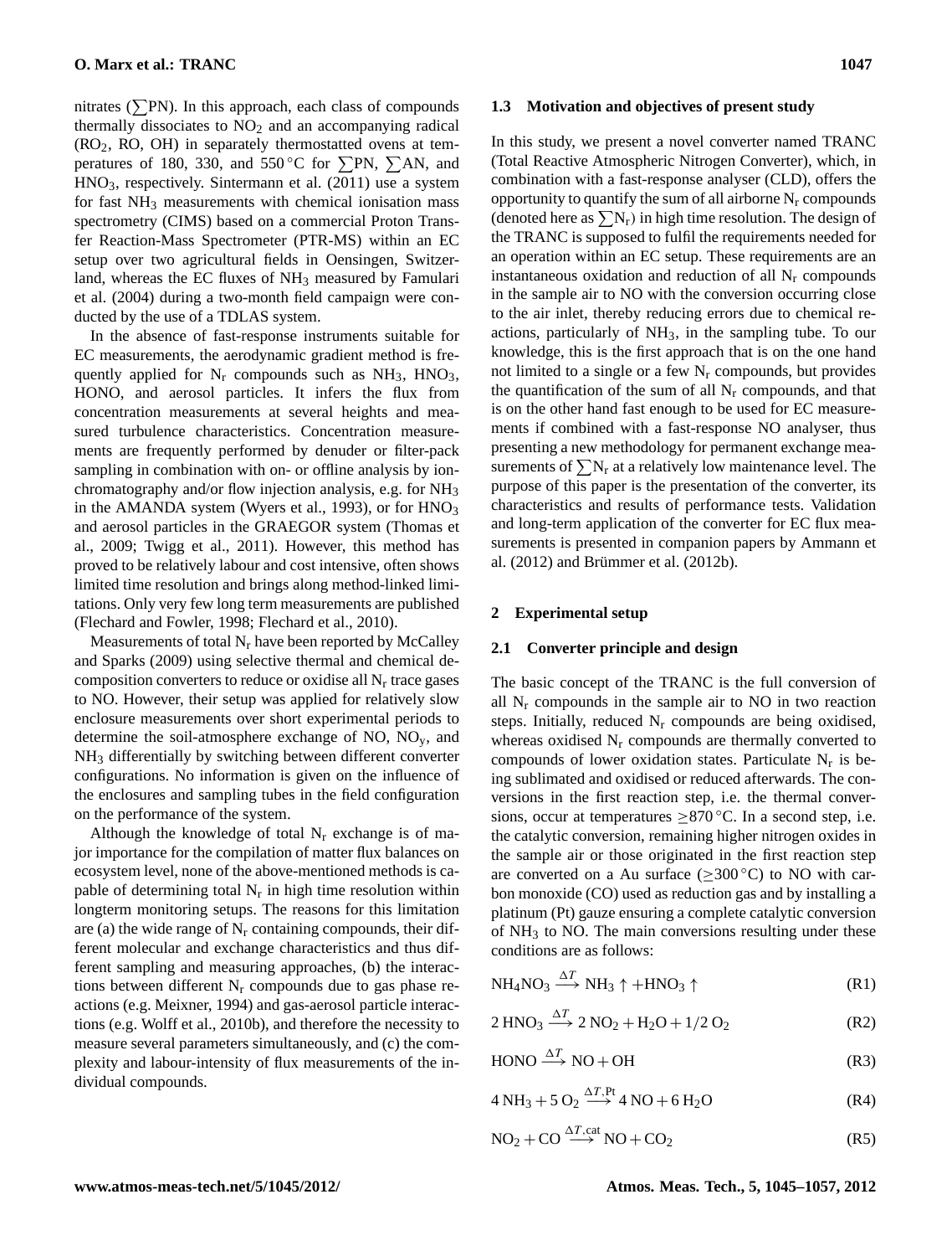nitrates ($\sum$PN). In this approach, each class of compounds thermally dissociates to $NO_2$ and an accompanying radical ($RO_2$, RO, OH) in separately thermostatted ovens at temperatures of 180, 330, and 550 °C for $\sum$PN, $\sum$AN, and $HNO_3$, respectively. Sintermann et al. (2011) use a system for fast $NH_3$ measurements with chemical ionisation mass spectrometry (CIMS) based on a commercial Proton Transfer Reaction-Mass Spectrometer (PTR-MS) within an EC setup over two agricultural fields in Oensingen, Switzerland, whereas the EC fluxes of $NH_3$ measured by Famulari et al. (2004) during a two-month field campaign were conducted by the use of a TDLAS system.

In the absence of fast-response instruments suitable for EC measurements, the aerodynamic gradient method is frequently applied for $N_r$ compounds such as $NH_3$, $HNO_3$, HONO, and aerosol particles. It infers the flux from concentration measurements at several heights and measured turbulence characteristics. Concentration measurements are frequently performed by denuder or filter-pack sampling in combination with on- or offline analysis by ion-chromatography and/or flow injection analysis, e.g. for $NH_3$ in the AMANDA system (Wyers et al., 1993), or for $HNO_3$ and aerosol particles in the GRAEGOR system (Thomas et al., 2009; Twigg et al., 2011). However, this method has proved to be relatively labour and cost intensive, often shows limited time resolution and brings along method-linked limitations. Only very few long term measurements are published (Flechard and Fowler, 1998; Flechard et al., 2010).

Measurements of total $N_r$ have been reported by McCalley and Sparks (2009) using selective thermal and chemical decomposition converters to reduce or oxidise all $N_r$ trace gases to NO. However, their setup was applied for relatively slow enclosure measurements over short experimental periods to determine the soil-atmosphere exchange of NO, $NO_y$, and $NH_3$ differentially by switching between different converter configurations. No information is given on the influence of the enclosures and sampling tubes in the field configuration on the performance of the system.

Although the knowledge of total $N_r$ exchange is of major importance for the compilation of matter flux balances on ecosystem level, none of the above-mentioned methods is capable of determining total $N_r$ in high time resolution within longterm monitoring setups. The reasons for this limitation are (a) the wide range of $N_r$ containing compounds, their different molecular and exchange characteristics and thus different sampling and measuring approaches, (b) the interactions between different $N_r$ compounds due to gas phase reactions (e.g. Meixner, 1994) and gas-aerosol particle interactions (e.g. Wolff et al., 2010b), and therefore the necessity to measure several parameters simultaneously, and (c) the complexity and labour-intensity of flux measurements of the individual compounds.

### 1.3 Motivation and objectives of present study

In this study, we present a novel converter named TRANC (Total Reactive Atmospheric Nitrogen Converter), which, in combination with a fast-response analyser (CLD), offers the opportunity to quantify the sum of all airborne $N_r$ compounds (denoted here as $\sum N_r$) in high time resolution. The design of the TRANC is supposed to fulfil the requirements needed for an operation within an EC setup. These requirements are an instantaneous oxidation and reduction of all $N_r$ compounds in the sample air to NO with the conversion occurring close to the air inlet, thereby reducing errors due to chemical reactions, particularly of $NH_3$, in the sampling tube. To our knowledge, this is the first approach that is on the one hand not limited to a single or a few $N_r$ compounds, but provides the quantification of the sum of all $N_r$ compounds, and that is on the other hand fast enough to be used for EC measurements if combined with a fast-response NO analyser, thus presenting a new methodology for permanent exchange measurements of $\sum N_r$ at a relatively low maintenance level. The purpose of this paper is the presentation of the converter, its characteristics and results of performance tests. Validation and long-term application of the converter for EC flux measurements is presented in companion papers by Ammann et al. (2012) and Brümmer et al. (2012b).

## 2 Experimental setup

### 2.1 Converter principle and design

The basic concept of the TRANC is the full conversion of all $N_r$ compounds in the sample air to NO in two reaction steps. Initially, reduced $N_r$ compounds are being oxidised, whereas oxidised $N_r$ compounds are thermally converted to compounds of lower oxidation states. Particulate $N_r$ is being sublimated and oxidised or reduced afterwards. The conversions in the first reaction step, i.e. the thermal conversions, occur at temperatures ≥870 °C. In a second step, i.e. the catalytic conversion, remaining higher nitrogen oxides in the sample air or those originated in the first reaction step are converted on a Au surface (≥300 °C) to NO with carbon monoxide (CO) used as reduction gas and by installing a platinum (Pt) gauze ensuring a complete catalytic conversion of $NH_3$ to NO. The main conversions resulting under these conditions are as follows:

$$NH_4NO_3 \xrightarrow{\Delta T} NH_3 \uparrow + HNO_3 \uparrow \tag{R1}$$

$$2\,HNO_3 \xrightarrow{\Delta T} 2\,NO_2 + H_2O + 1/2\,O_2 \tag{R2}$$

$$HONO \xrightarrow{\Delta T} NO + OH \tag{R3}$$

$$4\,NH_3 + 5\,O_2 \xrightarrow{\Delta T, Pt} 4\,NO + 6\,H_2O \tag{R4}$$

$$NO_2 + CO \xrightarrow{\Delta T, cat} NO + CO_2 \tag{R5}$$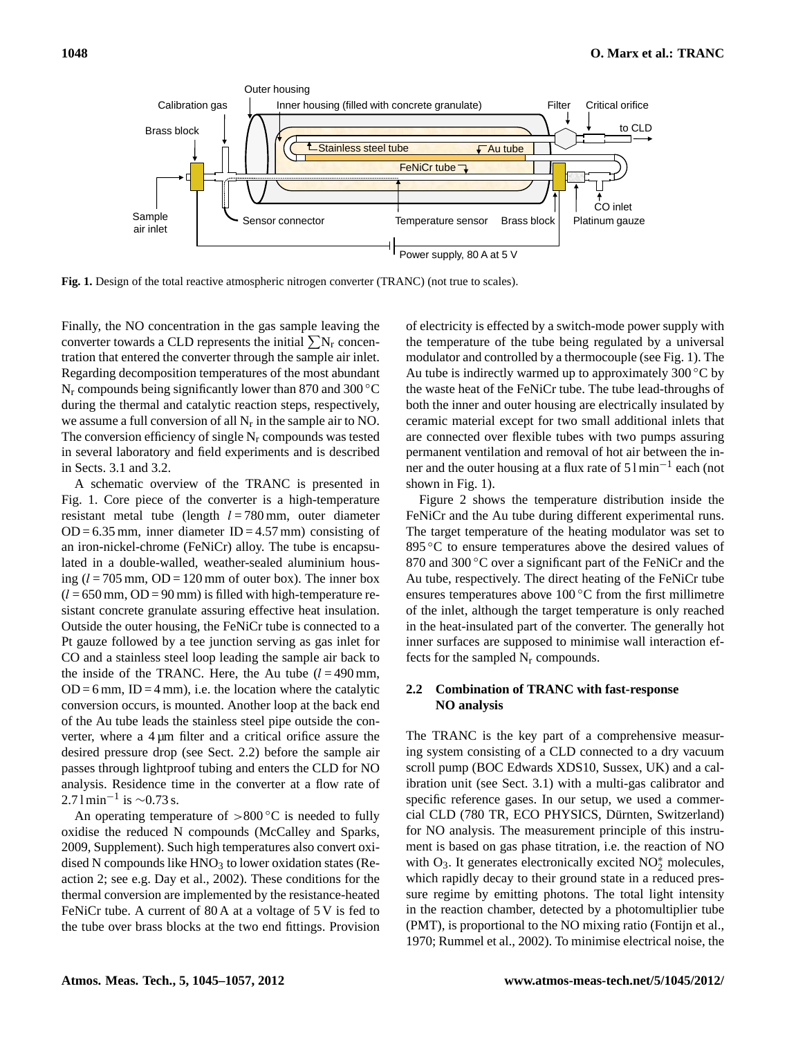**Fig. 1.** Design of the total reactive atmospheric nitrogen converter (TRANC) (not true to scales).

Finally, the NO concentration in the gas sample leaving the converter towards a CLD represents the initial $\sum N_r$ concentration that entered the converter through the sample air inlet. Regarding decomposition temperatures of the most abundant $N_r$ compounds being significantly lower than 870 and 300 °C during the thermal and catalytic reaction steps, respectively, we assume a full conversion of all $N_r$ in the sample air to NO. The conversion efficiency of single $N_r$ compounds was tested in several laboratory and field experiments and is described in Sects. 3.1 and 3.2.

A schematic overview of the TRANC is presented in Fig. 1. Core piece of the converter is a high-temperature resistant metal tube (length $l = 780$ mm, outer diameter OD = 6.35 mm, inner diameter ID = 4.57 mm) consisting of an iron-nickel-chrome (FeNiCr) alloy. The tube is encapsulated in a double-walled, weather-sealed aluminium housing ($l = 705$ mm, OD = 120 mm of outer box). The inner box ($l = 650$ mm, OD = 90 mm) is filled with high-temperature resistant concrete granulate assuring effective heat insulation. Outside the outer housing, the FeNiCr tube is connected to a Pt gauze followed by a tee junction serving as gas inlet for CO and a stainless steel loop leading the sample air back to the inside of the TRANC. Here, the Au tube ($l = 490$ mm, OD = 6 mm, ID = 4 mm), i.e. the location where the catalytic conversion occurs, is mounted. Another loop at the back end of the Au tube leads the stainless steel pipe outside the converter, where a 4 µm filter and a critical orifice assure the desired pressure drop (see Sect. 2.2) before the sample air passes through lightproof tubing and enters the CLD for NO analysis. Residence time in the converter at a flow rate of 2.7 l min$^{-1}$ is ∼0.73 s.

An operating temperature of >800 °C is needed to fully oxidise the reduced N compounds (McCalley and Sparks, 2009, Supplement). Such high temperatures also convert oxidised N compounds like $HNO_3$ to lower oxidation states (Reaction 2; see e.g. Day et al., 2002). These conditions for the thermal conversion are implemented by the resistance-heated FeNiCr tube. A current of 80 A at a voltage of 5 V is fed to the tube over brass blocks at the two end fittings. Provision of electricity is effected by a switch-mode power supply with the temperature of the tube being regulated by a universal modulator and controlled by a thermocouple (see Fig. 1). The Au tube is indirectly warmed up to approximately 300 °C by the waste heat of the FeNiCr tube. The tube lead-throughs of both the inner and outer housing are electrically insulated by ceramic material except for two small additional inlets that are connected over flexible tubes with two pumps assuring permanent ventilation and removal of hot air between the inner and the outer housing at a flux rate of 5 l min$^{-1}$ each (not shown in Fig. 1).

Figure 2 shows the temperature distribution inside the FeNiCr and the Au tube during different experimental runs. The target temperature of the heating modulator was set to 895 °C to ensure temperatures above the desired values of 870 and 300 °C over a significant part of the FeNiCr and the Au tube, respectively. The direct heating of the FeNiCr tube ensures temperatures above 100 °C from the first millimetre of the inlet, although the target temperature is only reached in the heat-insulated part of the converter. The generally hot inner surfaces are supposed to minimise wall interaction effects for the sampled $N_r$ compounds.

### 2.2 Combination of TRANC with fast-response NO analysis

The TRANC is the key part of a comprehensive measuring system consisting of a CLD connected to a dry vacuum scroll pump (BOC Edwards XDS10, Sussex, UK) and a calibration unit (see Sect. 3.1) with a multi-gas calibrator and specific reference gases. In our setup, we used a commercial CLD (780 TR, ECO PHYSICS, Dürnten, Switzerland) for NO analysis. The measurement principle of this instrument is based on gas phase titration, i.e. the reaction of NO with $O_3$. It generates electronically excited $NO_2^*$ molecules, which rapidly decay to their ground state in a reduced pressure regime by emitting photons. The total light intensity in the reaction chamber, detected by a photomultiplier tube (PMT), is proportional to the NO mixing ratio (Fontijn et al., 1970; Rummel et al., 2002). To minimise electrical noise, the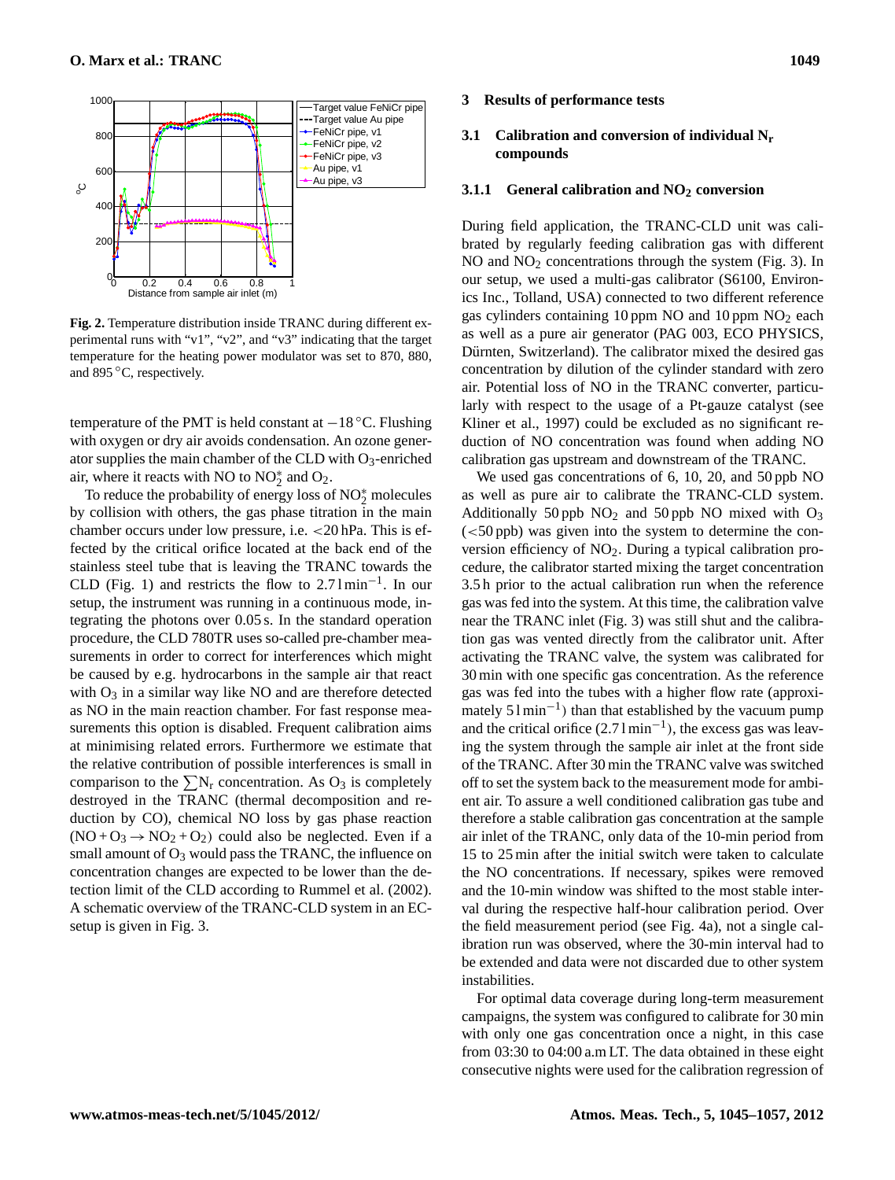**Fig. 2.** Temperature distribution inside TRANC during different experimental runs with "v1", "v2", and "v3" indicating that the target temperature for the heating power modulator was set to 870, 880, and 895 °C, respectively.

temperature of the PMT is held constant at −18 °C. Flushing with oxygen or dry air avoids condensation. An ozone generator supplies the main chamber of the CLD with $O_3$-enriched air, where it reacts with NO to $NO_2^*$ and $O_2$.

To reduce the probability of energy loss of $NO_2^*$ molecules by collision with others, the gas phase titration in the main chamber occurs under low pressure, i.e. <20 hPa. This is effected by the critical orifice located at the back end of the stainless steel tube that is leaving the TRANC towards the CLD (Fig. 1) and restricts the flow to 2.7 l min$^{-1}$. In our setup, the instrument was running in a continuous mode, integrating the photons over 0.05 s. In the standard operation procedure, the CLD 780TR uses so-called pre-chamber measurements in order to correct for interferences which might be caused by e.g. hydrocarbons in the sample air that react with $O_3$ in a similar way like NO and are therefore detected as NO in the main reaction chamber. For fast response measurements this option is disabled. Frequent calibration aims at minimising related errors. Furthermore we estimate that the relative contribution of possible interferences is small in comparison to the $\sum N_r$ concentration. As $O_3$ is completely destroyed in the TRANC (thermal decomposition and reduction by CO), chemical NO loss by gas phase reaction ($NO + O_3 \rightarrow NO_2 + O_2$) could also be neglected. Even if a small amount of $O_3$ would pass the TRANC, the influence on concentration changes are expected to be lower than the detection limit of the CLD according to Rummel et al. (2002). A schematic overview of the TRANC-CLD system in an EC-setup is given in Fig. 3.

## 3 Results of performance tests

### 3.1 Calibration and conversion of individual $N_r$ compounds

#### 3.1.1 General calibration and $NO_2$ conversion

During field application, the TRANC-CLD unit was calibrated by regularly feeding calibration gas with different NO and $NO_2$ concentrations through the system (Fig. 3). In our setup, we used a multi-gas calibrator (S6100, Environics Inc., Tolland, USA) connected to two different reference gas cylinders containing 10 ppm NO and 10 ppm $NO_2$ each as well as a pure air generator (PAG 003, ECO PHYSICS, Dürnten, Switzerland). The calibrator mixed the desired gas concentration by dilution of the cylinder standard with zero air. Potential loss of NO in the TRANC converter, particularly with respect to the usage of a Pt-gauze catalyst (see Kliner et al., 1997) could be excluded as no significant reduction of NO concentration was found when adding NO calibration gas upstream and downstream of the TRANC.

We used gas concentrations of 6, 10, 20, and 50 ppb NO as well as pure air to calibrate the TRANC-CLD system. Additionally 50 ppb $NO_2$ and 50 ppb NO mixed with $O_3$ (<50 ppb) was given into the system to determine the conversion efficiency of $NO_2$. During a typical calibration procedure, the calibrator started mixing the target concentration 3.5 h prior to the actual calibration run when the reference gas was fed into the system. At this time, the calibration valve near the TRANC inlet (Fig. 3) was still shut and the calibration gas was vented directly from the calibrator unit. After activating the TRANC valve, the system was calibrated for 30 min with one specific gas concentration. As the reference gas was fed into the tubes with a higher flow rate (approximately 5 l min$^{-1}$) than that established by the vacuum pump and the critical orifice (2.7 l min$^{-1}$), the excess gas was leaving the system through the sample air inlet at the front side of the TRANC. After 30 min the TRANC valve was switched off to set the system back to the measurement mode for ambient air. To assure a well conditioned calibration gas tube and therefore a stable calibration gas concentration at the sample air inlet of the TRANC, only data of the 10-min period from 15 to 25 min after the initial switch were taken to calculate the NO concentrations. If necessary, spikes were removed and the 10-min window was shifted to the most stable interval during the respective half-hour calibration period. Over the field measurement period (see Fig. 4a), not a single calibration run was observed, where the 30-min interval had to be extended and data were not discarded due to other system instabilities.

For optimal data coverage during long-term measurement campaigns, the system was configured to calibrate for 30 min with only one gas concentration once a night, in this case from 03:30 to 04:00 a.m LT. The data obtained in these eight consecutive nights were used for the calibration regression of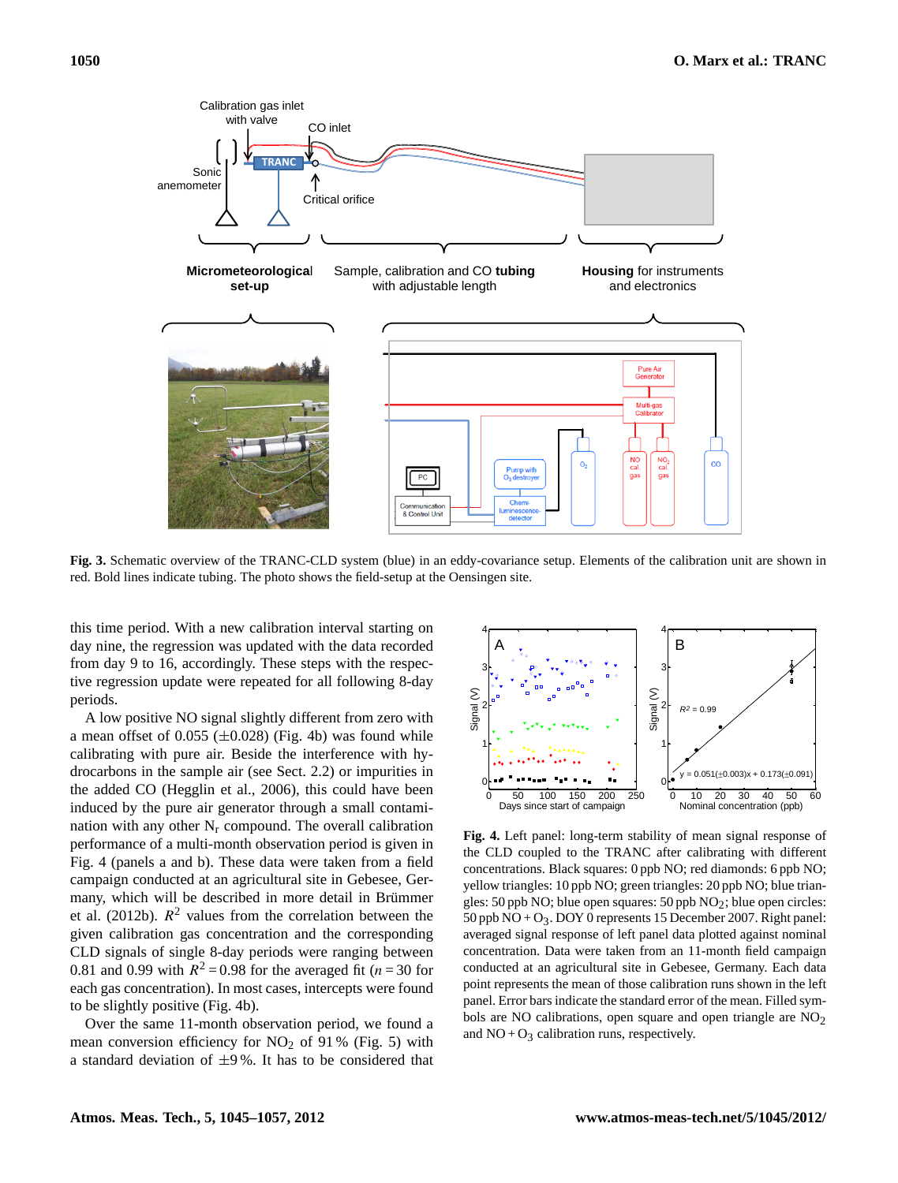**Fig. 3.** Schematic overview of the TRANC-CLD system (blue) in an eddy-covariance setup. Elements of the calibration unit are shown in red. Bold lines indicate tubing. The photo shows the field-setup at the Oensingen site.

this time period. With a new calibration interval starting on day nine, the regression was updated with the data recorded from day 9 to 16, accordingly. These steps with the respective regression update were repeated for all following 8-day periods.

A low positive NO signal slightly different from zero with a mean offset of 0.055 (±0.028) (Fig. 4b) was found while calibrating with pure air. Beside the interference with hydrocarbons in the sample air (see Sect. 2.2) or impurities in the added CO (Hegglin et al., 2006), this could have been induced by the pure air generator through a small contamination with any other $N_r$ compound. The overall calibration performance of a multi-month observation period is given in Fig. 4 (panels a and b). These data were taken from a field campaign conducted at an agricultural site in Gebesee, Germany, which will be described in more detail in Brümmer et al. (2012b). $R^2$ values from the correlation between the given calibration gas concentration and the corresponding CLD signals of single 8-day periods were ranging between 0.81 and 0.99 with $R^2 = 0.98$ for the averaged fit ($n = 30$ for each gas concentration). In most cases, intercepts were found to be slightly positive (Fig. 4b).

Over the same 11-month observation period, we found a mean conversion efficiency for $NO_2$ of 91 % (Fig. 5) with a standard deviation of ±9 %. It has to be considered that

**Fig. 4.** Left panel: long-term stability of mean signal response of the CLD coupled to the TRANC after calibrating with different concentrations. Black squares: 0 ppb NO; red diamonds: 6 ppb NO; yellow triangles: 10 ppb NO; green triangles: 20 ppb NO; blue triangles: 50 ppb NO; blue open squares: 50 ppb $NO_2$; blue open circles: 50 ppb $NO + O_3$. DOY 0 represents 15 December 2007. Right panel: averaged signal response of left panel data plotted against nominal concentration. Data were taken from an 11-month field campaign conducted at an agricultural site in Gebesee, Germany. Each data point represents the mean of those calibration runs shown in the left panel. Error bars indicate the standard error of the mean. Filled symbols are NO calibrations, open square and open triangle are $NO_2$ and $NO + O_3$ calibration runs, respectively.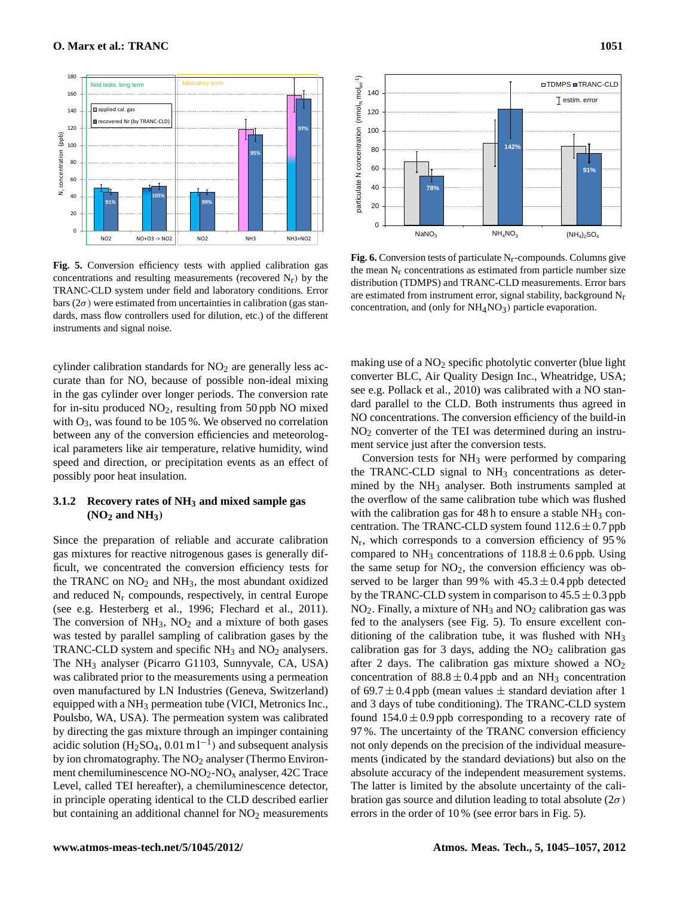**Fig. 5.** Conversion efficiency tests with applied calibration gas concentrations and resulting measurements (recovered $N_r$) by the TRANC-CLD system under field and laboratory conditions. Error bars ($2\sigma$) were estimated from uncertainties in calibration (gas standards, mass flow controllers used for dilution, etc.) of the different instruments and signal noise.

**Fig. 6.** Conversion tests of particulate $N_r$-compounds. Columns give the mean $N_r$ concentrations as estimated from particle number size distribution (TDMPS) and TRANC-CLD measurements. Error bars are estimated from instrument error, signal stability, background $N_r$ concentration, and (only for $NH_4NO_3$) particle evaporation.

cylinder calibration standards for $NO_2$ are generally less accurate than for NO, because of possible non-ideal mixing in the gas cylinder over longer periods. The conversion rate for in-situ produced $NO_2$, resulting from 50 ppb NO mixed with $O_3$, was found to be 105 %. We observed no correlation between any of the conversion efficiencies and meteorological parameters like air temperature, relative humidity, wind speed and direction, or precipitation events as an effect of possibly poor heat insulation.

### 3.1.2 Recovery rates of $NH_3$ and mixed sample gas ($NO_2$ and $NH_3$)

Since the preparation of reliable and accurate calibration gas mixtures for reactive nitrogenous gases is generally difficult, we concentrated the conversion efficiency tests for the TRANC on $NO_2$ and $NH_3$, the most abundant oxidized and reduced $N_r$ compounds, respectively, in central Europe (see e.g. Hesterberg et al., 1996; Flechard et al., 2011). The conversion of $NH_3$, $NO_2$ and a mixture of both gases was tested by parallel sampling of calibration gases by the TRANC-CLD system and specific $NH_3$ and $NO_2$ analysers. The $NH_3$ analyser (Picarro G1103, Sunnyvale, CA, USA) was calibrated prior to the measurements using a permeation oven manufactured by LN Industries (Geneva, Switzerland) equipped with a $NH_3$ permeation tube (VICI, Metronics Inc., Poulsbo, WA, USA). The permeation system was calibrated by directing the gas mixture through an impinger containing acidic solution ($H_2SO_4$, 0.01 m $l^{-1}$) and subsequent analysis by ion chromatography. The $NO_2$ analyser (Thermo Environment chemiluminescence NO-$NO_2$-$NO_x$ analyser, 42C Trace Level, called TEI hereafter), a chemiluminescence detector, in principle operating identical to the CLD described earlier but containing an additional channel for $NO_2$ measurements making use of a $NO_2$ specific photolytic converter (blue light converter BLC, Air Quality Design Inc., Wheatridge, USA; see e.g. Pollack et al., 2010) was calibrated by a NO standard parallel to the CLD. Both instruments thus agreed in NO concentrations. The conversion efficiency of the build-in $NO_2$ converter of the TEI was determined during an instrument service just after the conversion tests.

Conversion tests for $NH_3$ were performed by comparing the TRANC-CLD signal to $NH_3$ concentrations as determined by the $NH_3$ analyser. Both instruments sampled at the overflow of the same calibration tube which was flushed with the calibration gas for 48 h to ensure a stable $NH_3$ concentration. The TRANC-CLD system found $112.6 \pm 0.7$ ppb $N_r$, which corresponds to a conversion efficiency of 95 % compared to $NH_3$ concentrations of $118.8 \pm 0.6$ ppb. Using the same setup for $NO_2$, the conversion efficiency was observed to be larger than 99 % with $45.3 \pm 0.4$ ppb detected by the TRANC-CLD system in comparison to $45.5 \pm 0.3$ ppb $NO_2$. Finally, a mixture of $NH_3$ and $NO_2$ calibration gas was fed to the analysers (see Fig. 5). To ensure excellent conditioning of the calibration tube, it was flushed with $NH_3$ calibration gas for 3 days, adding the $NO_2$ calibration gas after 2 days. The calibration gas mixture showed a $NO_2$ concentration of $88.8 \pm 0.4$ ppb and an $NH_3$ concentration of $69.7 \pm 0.4$ ppb (mean values $\pm$ standard deviation after 1 and 3 days of tube conditioning). The TRANC-CLD system found $154.0 \pm 0.9$ ppb corresponding to a recovery rate of 97 %. The uncertainty of the TRANC conversion efficiency not only depends on the precision of the individual measurements (indicated by the standard deviations) but also on the absolute accuracy of the independent measurement systems. The latter is limited by the absolute uncertainty of the calibration gas source and dilution leading to total absolute ($2\sigma$) errors in the order of 10 % (see error bars in Fig. 5).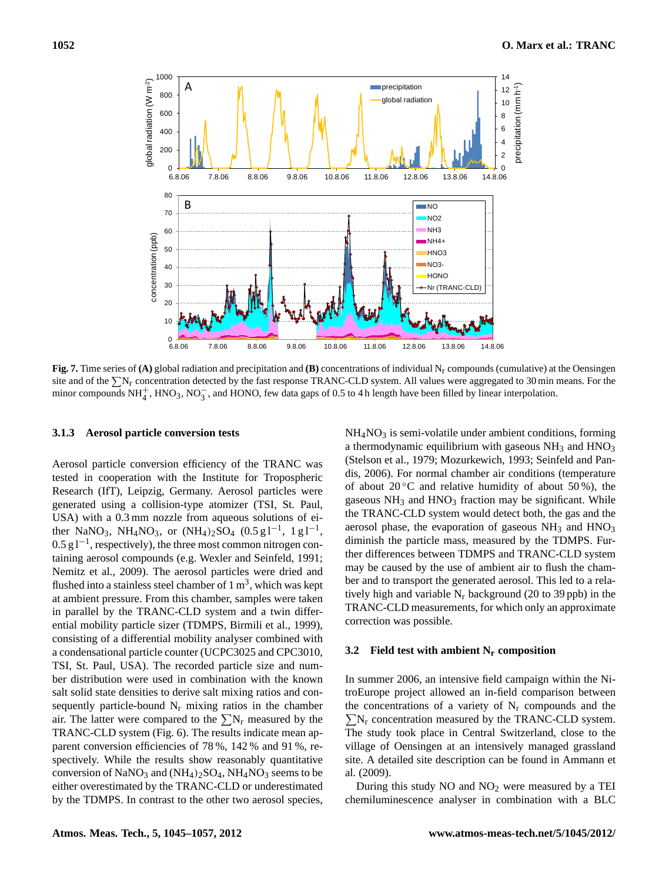**Fig. 7.** Time series of **(A)** global radiation and precipitation and **(B)** concentrations of individual $N_r$ compounds (cumulative) at the Oensingen site and of the $\sum N_r$ concentration detected by the fast response TRANC-CLD system. All values were aggregated to 30 min means. For the minor compounds $NH_4^+$, $HNO_3$, $NO_3^-$, and HONO, few data gaps of 0.5 to 4 h length have been filled by linear interpolation.

### 3.1.3 Aerosol particle conversion tests

Aerosol particle conversion efficiency of the TRANC was tested in cooperation with the Institute for Tropospheric Research (IfT), Leipzig, Germany. Aerosol particles were generated using a collision-type atomizer (TSI, St. Paul, USA) with a 0.3 mm nozzle from aqueous solutions of either $NaNO_3$, $NH_4NO_3$, or $(NH_4)_2SO_4$ ($0.5\,g\,l^{-1}$, $1\,g\,l^{-1}$, $0.5\,g\,l^{-1}$, respectively), the three most common nitrogen containing aerosol compounds (e.g. Wexler and Seinfeld, 1991; Nemitz et al., 2009). The aerosol particles were dried and flushed into a stainless steel chamber of $1\,m^3$, which was kept at ambient pressure. From this chamber, samples were taken in parallel by the TRANC-CLD system and a twin differential mobility particle sizer (TDMPS, Birmili et al., 1999), consisting of a differential mobility analyser combined with a condensational particle counter (UCPC3025 and CPC3010, TSI, St. Paul, USA). The recorded particle size and number distribution were used in combination with the known salt solid state densities to derive salt mixing ratios and consequently particle-bound $N_r$ mixing ratios in the chamber air. The latter were compared to the $\sum N_r$ measured by the TRANC-CLD system (Fig. 6). The results indicate mean apparent conversion efficiencies of 78 %, 142 % and 91 %, respectively. While the results show reasonably quantitative conversion of $NaNO_3$ and $(NH_4)_2SO_4$, $NH_4NO_3$ seems to be either overestimated by the TRANC-CLD or underestimated by the TDMPS. In contrast to the other two aerosol species, $NH_4NO_3$ is semi-volatile under ambient conditions, forming a thermodynamic equilibrium with gaseous $NH_3$ and $HNO_3$ (Stelson et al., 1979; Mozurkewich, 1993; Seinfeld and Pandis, 2006). For normal chamber air conditions (temperature of about 20 °C and relative humidity of about 50 %), the gaseous $NH_3$ and $HNO_3$ fraction may be significant. While the TRANC-CLD system would detect both, the gas and the aerosol phase, the evaporation of gaseous $NH_3$ and $HNO_3$ diminish the particle mass, measured by the TDMPS. Further differences between TDMPS and TRANC-CLD system may be caused by the use of ambient air to flush the chamber and to transport the generated aerosol. This led to a relatively high and variable $N_r$ background (20 to 39 ppb) in the TRANC-CLD measurements, for which only an approximate correction was possible.

## 3.2 Field test with ambient $N_r$ composition

In summer 2006, an intensive field campaign within the NitroEurope project allowed an in-field comparison between the concentrations of a variety of $N_r$ compounds and the $\sum N_r$ concentration measured by the TRANC-CLD system. The study took place in Central Switzerland, close to the village of Oensingen at an intensively managed grassland site. A detailed site description can be found in Ammann et al. (2009).

During this study NO and $NO_2$ were measured by a TEI chemiluminescence analyser in combination with a BLC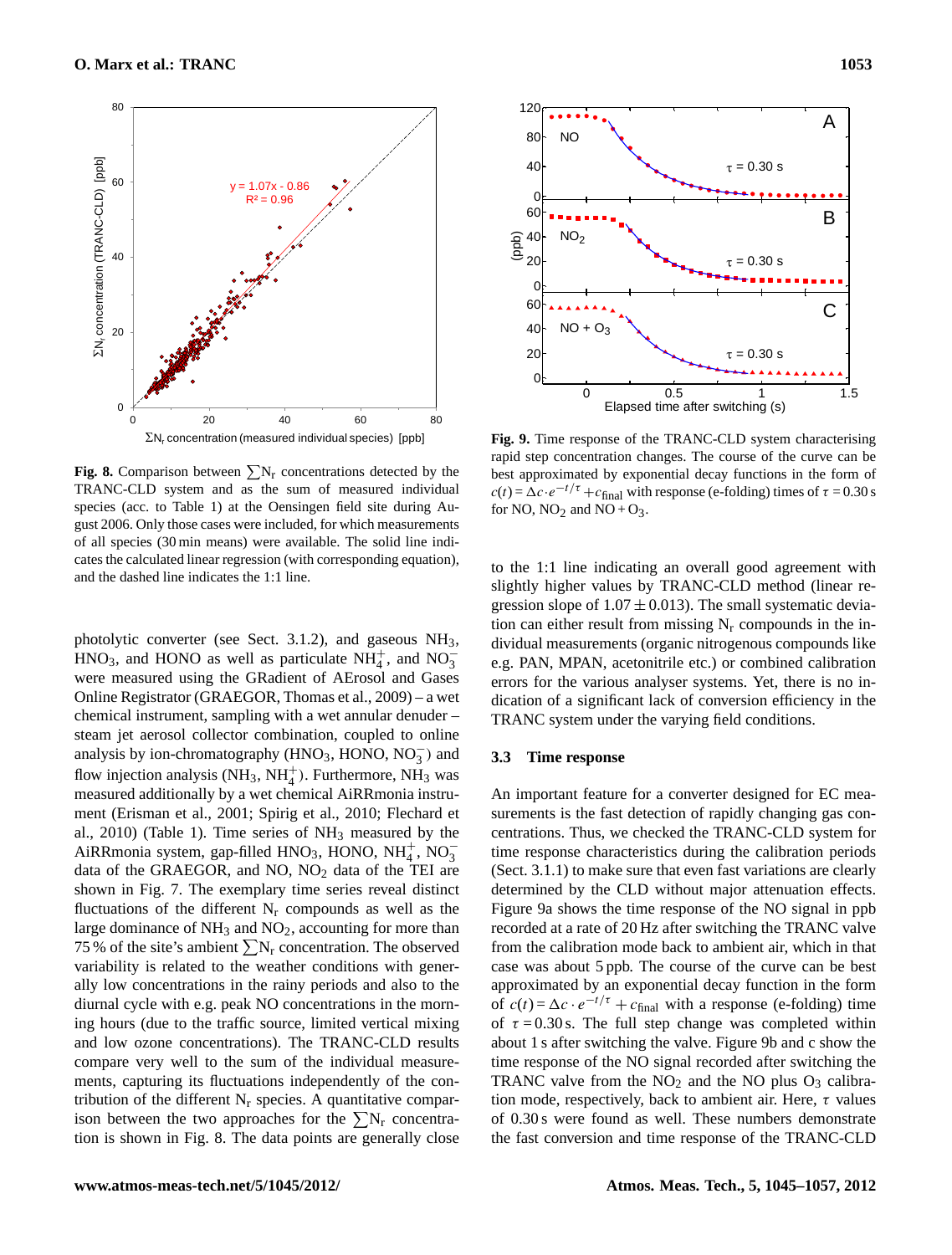**Fig. 8.** Comparison between $\sum N_r$ concentrations detected by the TRANC-CLD system and as the sum of measured individual species (acc. to Table 1) at the Oensingen field site during August 2006. Only those cases were included, for which measurements of all species (30 min means) were available. The solid line indicates the calculated linear regression (with corresponding equation), and the dashed line indicates the 1:1 line.

photolytic converter (see Sect. 3.1.2), and gaseous $NH_3$, $HNO_3$, and HONO as well as particulate $NH_4^+$, and $NO_3^-$ were measured using the GRadient of AErosol and Gases Online Registrator (GRAEGOR, Thomas et al., 2009) – a wet chemical instrument, sampling with a wet annular denuder – steam jet aerosol collector combination, coupled to online analysis by ion-chromatography ($HNO_3$, HONO, $NO_3^-$) and flow injection analysis ($NH_3$, $NH_4^+$). Furthermore, $NH_3$ was measured additionally by a wet chemical AiRRmonia instrument (Erisman et al., 2001; Spirig et al., 2010; Flechard et al., 2010) (Table 1). Time series of $NH_3$ measured by the AiRRmonia system, gap-filled $HNO_3$, HONO, $NH_4^+$, $NO_3^-$ data of the GRAEGOR, and NO, $NO_2$ data of the TEI are shown in Fig. 7. The exemplary time series reveal distinct fluctuations of the different $N_r$ compounds as well as the large dominance of $NH_3$ and $NO_2$, accounting for more than 75 % of the site's ambient $\sum N_r$ concentration. The observed variability is related to the weather conditions with generally low concentrations in the rainy periods and also to the diurnal cycle with e.g. peak NO concentrations in the morning hours (due to the traffic source, limited vertical mixing and low ozone concentrations). The TRANC-CLD results compare very well to the sum of the individual measurements, capturing its fluctuations independently of the contribution of the different $N_r$ species. A quantitative comparison between the two approaches for the $\sum N_r$ concentration is shown in Fig. 8. The data points are generally close to the 1:1 line indicating an overall good agreement with slightly higher values by TRANC-CLD method (linear regression slope of $1.07 \pm 0.013$). The small systematic deviation can either result from missing $N_r$ compounds in the individual measurements (organic nitrogenous compounds like e.g. PAN, MPAN, acetonitrile etc.) or combined calibration errors for the various analyser systems. Yet, there is no indication of a significant lack of conversion efficiency in the TRANC system under the varying field conditions.

**Fig. 9.** Time response of the TRANC-CLD system characterising rapid step concentration changes. The course of the curve can be best approximated by exponential decay functions in the form of $c(t) = \Delta c \cdot e^{-t/\tau} + c_{\text{final}}$ with response (e-folding) times of $\tau = 0.30$ s for NO, $NO_2$ and NO + $O_3$.

### 3.3 Time response

An important feature for a converter designed for EC measurements is the fast detection of rapidly changing gas concentrations. Thus, we checked the TRANC-CLD system for time response characteristics during the calibration periods (Sect. 3.1.1) to make sure that even fast variations are clearly determined by the CLD without major attenuation effects. Figure 9a shows the time response of the NO signal in ppb recorded at a rate of 20 Hz after switching the TRANC valve from the calibration mode back to ambient air, which in that case was about 5 ppb. The course of the curve can be best approximated by an exponential decay function in the form of $c(t) = \Delta c \cdot e^{-t/\tau} + c_{\text{final}}$ with a response (e-folding) time of $\tau = 0.30$ s. The full step change was completed within about 1 s after switching the valve. Figure 9b and c show the time response of the NO signal recorded after switching the TRANC valve from the $NO_2$ and the NO plus $O_3$ calibration mode, respectively, back to ambient air. Here, $\tau$ values of 0.30 s were found as well. These numbers demonstrate the fast conversion and time response of the TRANC-CLD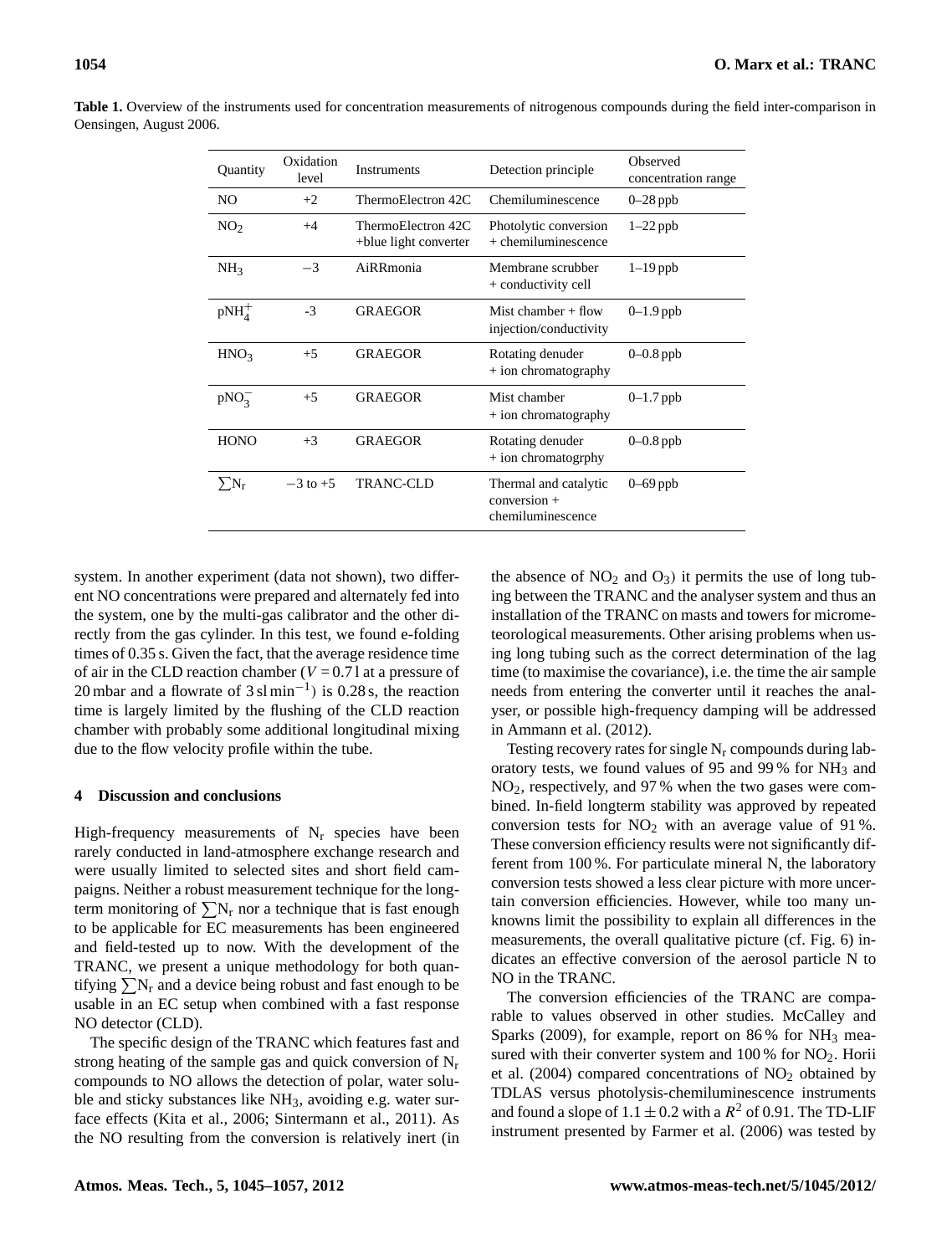**Table 1.** Overview of the instruments used for concentration measurements of nitrogenous compounds during the field inter-comparison in Oensingen, August 2006.

| Quantity | Oxidation level | Instruments | Detection principle | Observed concentration range |
|---|---|---|---|---|
| NO | +2 | ThermoElectron 42C | Chemiluminescence | 0–28 ppb |
| $NO_2$ | +4 | ThermoElectron 42C +blue light converter | Photolytic conversion + chemiluminescence | 1–22 ppb |
| $NH_3$ | −3 | AiRRmonia | Membrane scrubber + conductivity cell | 1–19 ppb |
| $pNH_4^+$ | -3 | GRAEGOR | Mist chamber + flow injection/conductivity | 0–1.9 ppb |
| $HNO_3$ | +5 | GRAEGOR | Rotating denuder + ion chromatography | 0–0.8 ppb |
| $pNO_3^-$ | +5 | GRAEGOR | Mist chamber + ion chromatography | 0–1.7 ppb |
| HONO | +3 | GRAEGOR | Rotating denuder + ion chromatogrphy | 0–0.8 ppb |
| $\sum N_r$ | −3 to +5 | TRANC-CLD | Thermal and catalytic conversion + chemiluminescence | 0–69 ppb |

system. In another experiment (data not shown), two different NO concentrations were prepared and alternately fed into the system, one by the multi-gas calibrator and the other directly from the gas cylinder. In this test, we found e-folding times of 0.35 s. Given the fact, that the average residence time of air in the CLD reaction chamber ($V = 0.7$ l at a pressure of 20 mbar and a flowrate of 3 sl min$^{-1}$) is 0.28 s, the reaction time is largely limited by the flushing of the CLD reaction chamber with probably some additional longitudinal mixing due to the flow velocity profile within the tube.

## 4 Discussion and conclusions

High-frequency measurements of $N_r$ species have been rarely conducted in land-atmosphere exchange research and were usually limited to selected sites and short field campaigns. Neither a robust measurement technique for the long-term monitoring of $\sum N_r$ nor a technique that is fast enough to be applicable for EC measurements has been engineered and field-tested up to now. With the development of the TRANC, we present a unique methodology for both quantifying $\sum N_r$ and a device being robust and fast enough to be usable in an EC setup when combined with a fast response NO detector (CLD).

The specific design of the TRANC which features fast and strong heating of the sample gas and quick conversion of $N_r$ compounds to NO allows the detection of polar, water soluble and sticky substances like $NH_3$, avoiding e.g. water surface effects (Kita et al., 2006; Sintermann et al., 2011). As the NO resulting from the conversion is relatively inert (in the absence of $NO_2$ and $O_3$) it permits the use of long tubing between the TRANC and the analyser system and thus an installation of the TRANC on masts and towers for micrometeorological measurements. Other arising problems when using long tubing such as the correct determination of the lag time (to maximise the covariance), i.e. the time the air sample needs from entering the converter until it reaches the analyser, or possible high-frequency damping will be addressed in Ammann et al. (2012).

Testing recovery rates for single $N_r$ compounds during laboratory tests, we found values of 95 and 99 % for $NH_3$ and $NO_2$, respectively, and 97 % when the two gases were combined. In-field longterm stability was approved by repeated conversion tests for $NO_2$ with an average value of 91 %. These conversion efficiency results were not significantly different from 100 %. For particulate mineral N, the laboratory conversion tests showed a less clear picture with more uncertain conversion efficiencies. However, while too many unknowns limit the possibility to explain all differences in the measurements, the overall qualitative picture (cf. Fig. 6) indicates an effective conversion of the aerosol particle N to NO in the TRANC.

The conversion efficiencies of the TRANC are comparable to values observed in other studies. McCalley and Sparks (2009), for example, report on 86 % for $NH_3$ measured with their converter system and 100 % for $NO_2$. Horii et al. (2004) compared concentrations of $NO_2$ obtained by TDLAS versus photolysis-chemiluminescence instruments and found a slope of $1.1 \pm 0.2$ with a $R^2$ of 0.91. The TD-LIF instrument presented by Farmer et al. (2006) was tested by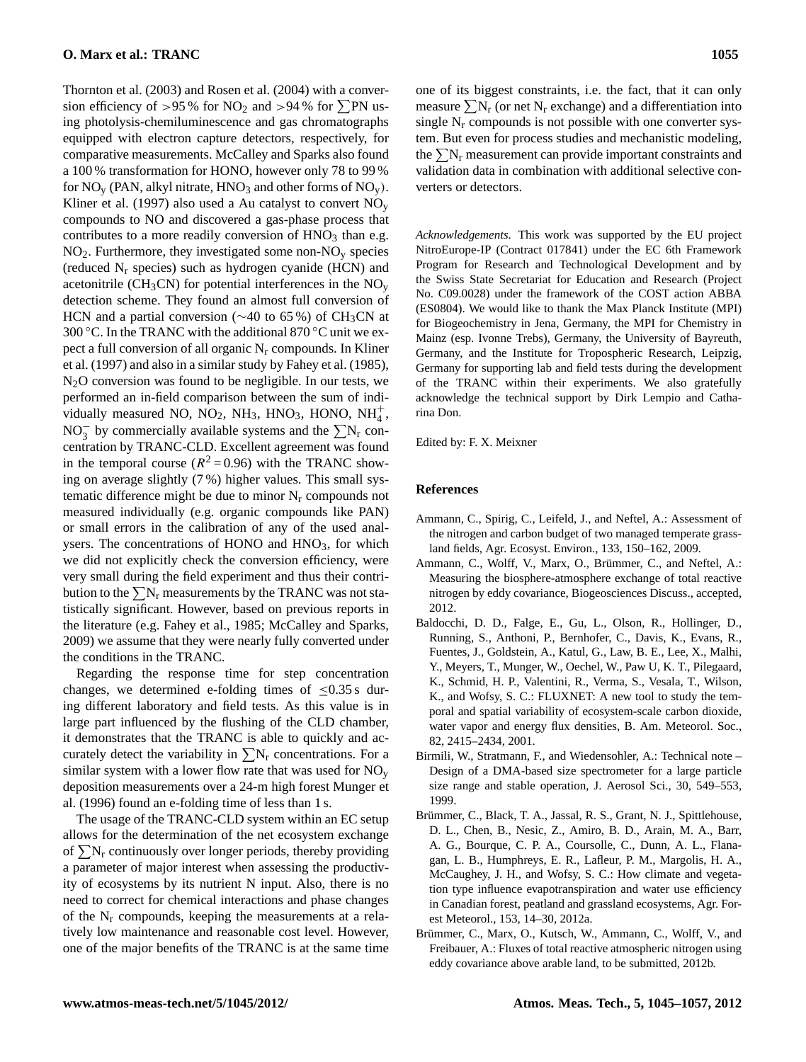Thornton et al. (2003) and Rosen et al. (2004) with a conversion efficiency of >95 % for $NO_2$ and >94 % for $\sum$PN using photolysis-chemiluminescence and gas chromatographs equipped with electron capture detectors, respectively, for comparative measurements. McCalley and Sparks also found a 100 % transformation for HONO, however only 78 to 99 % for $NO_y$ (PAN, alkyl nitrate, $HNO_3$ and other forms of $NO_y$). Kliner et al. (1997) also used a Au catalyst to convert $NO_y$ compounds to NO and discovered a gas-phase process that contributes to a more readily conversion of $HNO_3$ than e.g. $NO_2$. Furthermore, they investigated some non-$NO_y$ species (reduced $N_r$ species) such as hydrogen cyanide (HCN) and acetonitrile ($CH_3CN$) for potential interferences in the $NO_y$ detection scheme. They found an almost full conversion of HCN and a partial conversion (∼40 to 65 %) of $CH_3CN$ at 300 °C. In the TRANC with the additional 870 °C unit we expect a full conversion of all organic $N_r$ compounds. In Kliner et al. (1997) and also in a similar study by Fahey et al. (1985), $N_2O$ conversion was found to be negligible. In our tests, we performed an in-field comparison between the sum of individually measured NO, $NO_2$, $NH_3$, $HNO_3$, HONO, $NH_4^+$, $NO_3^-$ by commercially available systems and the $\sum N_r$ concentration by TRANC-CLD. Excellent agreement was found in the temporal course ($R^2 = 0.96$) with the TRANC showing on average slightly (7 %) higher values. This small systematic difference might be due to minor $N_r$ compounds not measured individually (e.g. organic compounds like PAN) or small errors in the calibration of any of the used analysers. The concentrations of HONO and $HNO_3$, for which we did not explicitly check the conversion efficiency, were very small during the field experiment and thus their contribution to the $\sum N_r$ measurements by the TRANC was not statistically significant. However, based on previous reports in the literature (e.g. Fahey et al., 1985; McCalley and Sparks, 2009) we assume that they were nearly fully converted under the conditions in the TRANC.

Regarding the response time for step concentration changes, we determined e-folding times of ≤0.35 s during different laboratory and field tests. As this value is in large part influenced by the flushing of the CLD chamber, it demonstrates that the TRANC is able to quickly and accurately detect the variability in $\sum N_r$ concentrations. For a similar system with a lower flow rate that was used for $NO_y$ deposition measurements over a 24-m high forest Munger et al. (1996) found an e-folding time of less than 1 s.

The usage of the TRANC-CLD system within an EC setup allows for the determination of the net ecosystem exchange of $\sum N_r$ continuously over longer periods, thereby providing a parameter of major interest when assessing the productivity of ecosystems by its nutrient N input. Also, there is no need to correct for chemical interactions and phase changes of the $N_r$ compounds, keeping the measurements at a relatively low maintenance and reasonable cost level. However, one of the major benefits of the TRANC is at the same time one of its biggest constraints, i.e. the fact, that it can only measure $\sum N_r$ (or net $N_r$ exchange) and a differentiation into single $N_r$ compounds is not possible with one converter system. But even for process studies and mechanistic modeling, the $\sum N_r$ measurement can provide important constraints and validation data in combination with additional selective converters or detectors.

*Acknowledgements.* This work was supported by the EU project NitroEurope-IP (Contract 017841) under the EC 6th Framework Program for Research and Technological Development and by the Swiss State Secretariat for Education and Research (Project No. C09.0028) under the framework of the COST action ABBA (ES0804). We would like to thank the Max Planck Institute (MPI) for Biogeochemistry in Jena, Germany, the MPI for Chemistry in Mainz (esp. Ivonne Trebs), Germany, the University of Bayreuth, Germany, and the Institute for Tropospheric Research, Leipzig, Germany for supporting lab and field tests during the development of the TRANC within their experiments. We also gratefully acknowledge the technical support by Dirk Lempio and Catharina Don.

Edited by: F. X. Meixner

## References

Ammann, C., Spirig, C., Leifeld, J., and Neftel, A.: Assessment of the nitrogen and carbon budget of two managed temperate grassland fields, Agr. Ecosyst. Environ., 133, 150–162, 2009.

Ammann, C., Wolff, V., Marx, O., Brümmer, C., and Neftel, A.: Measuring the biosphere-atmosphere exchange of total reactive nitrogen by eddy covariance, Biogeosciences Discuss., accepted, 2012.

Baldocchi, D. D., Falge, E., Gu, L., Olson, R., Hollinger, D., Running, S., Anthoni, P., Bernhofer, C., Davis, K., Evans, R., Fuentes, J., Goldstein, A., Katul, G., Law, B. E., Lee, X., Malhi, Y., Meyers, T., Munger, W., Oechel, W., Paw U, K. T., Pilegaard, K., Schmid, H. P., Valentini, R., Verma, S., Vesala, T., Wilson, K., and Wofsy, S. C.: FLUXNET: A new tool to study the temporal and spatial variability of ecosystem-scale carbon dioxide, water vapor and energy flux densities, B. Am. Meteorol. Soc., 82, 2415–2434, 2001.

Birmili, W., Stratmann, F., and Wiedensohler, A.: Technical note – Design of a DMA-based size spectrometer for a large particle size range and stable operation, J. Aerosol Sci., 30, 549–553, 1999.

Brümmer, C., Black, T. A., Jassal, R. S., Grant, N. J., Spittlehouse, D. L., Chen, B., Nesic, Z., Amiro, B. D., Arain, M. A., Barr, A. G., Bourque, C. P. A., Coursolle, C., Dunn, A. L., Flanagan, L. B., Humphreys, E. R., Lafleur, P. M., Margolis, H. A., McCaughey, J. H., and Wofsy, S. C.: How climate and vegetation type influence evapotranspiration and water use efficiency in Canadian forest, peatland and grassland ecosystems, Agr. Forest Meteorol., 153, 14–30, 2012a.

Brümmer, C., Marx, O., Kutsch, W., Ammann, C., Wolff, V., and Freibauer, A.: Fluxes of total reactive atmospheric nitrogen using eddy covariance above arable land, to be submitted, 2012b.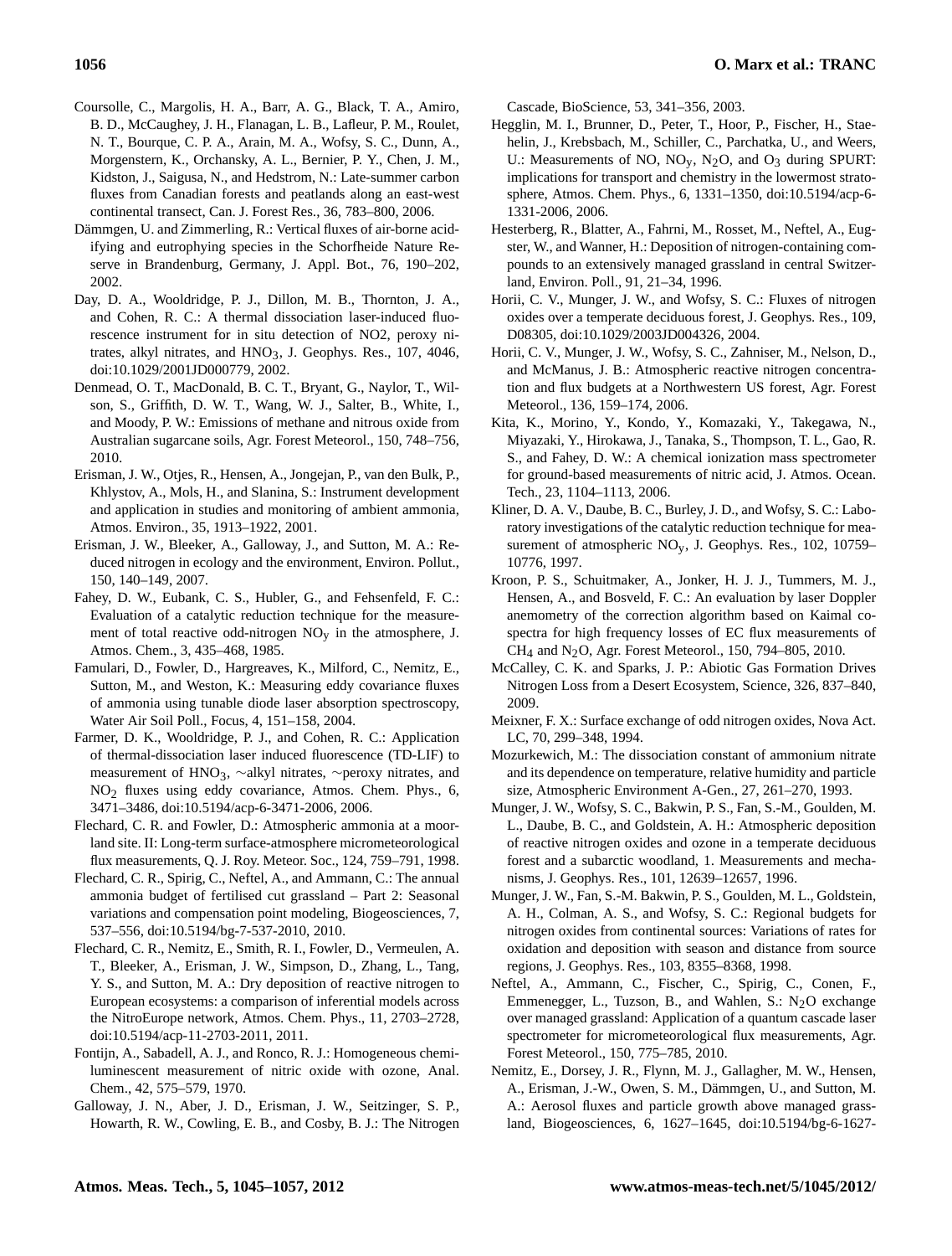Coursolle, C., Margolis, H. A., Barr, A. G., Black, T. A., Amiro, B. D., McCaughey, J. H., Flanagan, L. B., Lafleur, P. M., Roulet, N. T., Bourque, C. P. A., Arain, M. A., Wofsy, S. C., Dunn, A., Morgenstern, K., Orchansky, A. L., Bernier, P. Y., Chen, J. M., Kidston, J., Saigusa, N., and Hedstrom, N.: Late-summer carbon fluxes from Canadian forests and peatlands along an east-west continental transect, Can. J. Forest Res., 36, 783–800, 2006.

Dämmgen, U. and Zimmerling, R.: Vertical fluxes of air-borne acidifying and eutrophying species in the Schorfheide Nature Reserve in Brandenburg, Germany, J. Appl. Bot., 76, 190–202, 2002.

Day, D. A., Wooldridge, P. J., Dillon, M. B., Thornton, J. A., and Cohen, R. C.: A thermal dissociation laser-induced fluorescence instrument for in situ detection of NO2, peroxy nitrates, alkyl nitrates, and $HNO_3$, J. Geophys. Res., 107, 4046, doi:10.1029/2001JD000779, 2002.

Denmead, O. T., MacDonald, B. C. T., Bryant, G., Naylor, T., Wilson, S., Griffith, D. W. T., Wang, W. J., Salter, B., White, I., and Moody, P. W.: Emissions of methane and nitrous oxide from Australian sugarcane soils, Agr. Forest Meteorol., 150, 748–756, 2010.

Erisman, J. W., Otjes, R., Hensen, A., Jongejan, P., van den Bulk, P., Khlystov, A., Mols, H., and Slanina, S.: Instrument development and application in studies and monitoring of ambient ammonia, Atmos. Environ., 35, 1913–1922, 2001.

Erisman, J. W., Bleeker, A., Galloway, J., and Sutton, M. A.: Reduced nitrogen in ecology and the environment, Environ. Pollut., 150, 140–149, 2007.

Fahey, D. W., Eubank, C. S., Hubler, G., and Fehsenfeld, F. C.: Evaluation of a catalytic reduction technique for the measurement of total reactive odd-nitrogen $NO_y$ in the atmosphere, J. Atmos. Chem., 3, 435–468, 1985.

Famulari, D., Fowler, D., Hargreaves, K., Milford, C., Nemitz, E., Sutton, M., and Weston, K.: Measuring eddy covariance fluxes of ammonia using tunable diode laser absorption spectroscopy, Water Air Soil Poll., Focus, 4, 151–158, 2004.

Farmer, D. K., Wooldridge, P. J., and Cohen, R. C.: Application of thermal-dissociation laser induced fluorescence (TD-LIF) to measurement of $HNO_3$, ∼alkyl nitrates, ∼peroxy nitrates, and $NO_2$ fluxes using eddy covariance, Atmos. Chem. Phys., 6, 3471–3486, doi:10.5194/acp-6-3471-2006, 2006.

Flechard, C. R. and Fowler, D.: Atmospheric ammonia at a moorland site. II: Long-term surface-atmosphere micrometeorological flux measurements, Q. J. Roy. Meteor. Soc., 124, 759–791, 1998.

Flechard, C. R., Spirig, C., Neftel, A., and Ammann, C.: The annual ammonia budget of fertilised cut grassland – Part 2: Seasonal variations and compensation point modeling, Biogeosciences, 7, 537–556, doi:10.5194/bg-7-537-2010, 2010.

Flechard, C. R., Nemitz, E., Smith, R. I., Fowler, D., Vermeulen, A. T., Bleeker, A., Erisman, J. W., Simpson, D., Zhang, L., Tang, Y. S., and Sutton, M. A.: Dry deposition of reactive nitrogen to European ecosystems: a comparison of inferential models across the NitroEurope network, Atmos. Chem. Phys., 11, 2703–2728, doi:10.5194/acp-11-2703-2011, 2011.

Fontijn, A., Sabadell, A. J., and Ronco, R. J.: Homogeneous chemiluminescent measurement of nitric oxide with ozone, Anal. Chem., 42, 575–579, 1970.

Galloway, J. N., Aber, J. D., Erisman, J. W., Seitzinger, S. P., Howarth, R. W., Cowling, E. B., and Cosby, B. J.: The Nitrogen Cascade, BioScience, 53, 341–356, 2003.

Hegglin, M. I., Brunner, D., Peter, T., Hoor, P., Fischer, H., Staehelin, J., Krebsbach, M., Schiller, C., Parchatka, U., and Weers, U.: Measurements of NO, $NO_y$, $N_2O$, and $O_3$ during SPURT: implications for transport and chemistry in the lowermost stratosphere, Atmos. Chem. Phys., 6, 1331–1350, doi:10.5194/acp-6-1331-2006, 2006.

Hesterberg, R., Blatter, A., Fahrni, M., Rosset, M., Neftel, A., Eugster, W., and Wanner, H.: Deposition of nitrogen-containing compounds to an extensively managed grassland in central Switzerland, Environ. Poll., 91, 21–34, 1996.

Horii, C. V., Munger, J. W., and Wofsy, S. C.: Fluxes of nitrogen oxides over a temperate deciduous forest, J. Geophys. Res., 109, D08305, doi:10.1029/2003JD004326, 2004.

Horii, C. V., Munger, J. W., Wofsy, S. C., Zahniser, M., Nelson, D., and McManus, J. B.: Atmospheric reactive nitrogen concentration and flux budgets at a Northwestern US forest, Agr. Forest Meteorol., 136, 159–174, 2006.

Kita, K., Morino, Y., Kondo, Y., Komazaki, Y., Takegawa, N., Miyazaki, Y., Hirokawa, J., Tanaka, S., Thompson, T. L., Gao, R. S., and Fahey, D. W.: A chemical ionization mass spectrometer for ground-based measurements of nitric acid, J. Atmos. Ocean. Tech., 23, 1104–1113, 2006.

Kliner, D. A. V., Daube, B. C., Burley, J. D., and Wofsy, S. C.: Laboratory investigations of the catalytic reduction technique for measurement of atmospheric $NO_y$, J. Geophys. Res., 102, 10759–10776, 1997.

Kroon, P. S., Schuitmaker, A., Jonker, H. J. J., Tummers, M. J., Hensen, A., and Bosveld, F. C.: An evaluation by laser Doppler anemometry of the correction algorithm based on Kaimal co-spectra for high frequency losses of EC flux measurements of $CH_4$ and $N_2O$, Agr. Forest Meteorol., 150, 794–805, 2010.

McCalley, C. K. and Sparks, J. P.: Abiotic Gas Formation Drives Nitrogen Loss from a Desert Ecosystem, Science, 326, 837–840, 2009.

Meixner, F. X.: Surface exchange of odd nitrogen oxides, Nova Act. LC, 70, 299–348, 1994.

Mozurkewich, M.: The dissociation constant of ammonium nitrate and its dependence on temperature, relative humidity and particle size, Atmospheric Environment A-Gen., 27, 261–270, 1993.

Munger, J. W., Wofsy, S. C., Bakwin, P. S., Fan, S.-M., Goulden, M. L., Daube, B. C., and Goldstein, A. H.: Atmospheric deposition of reactive nitrogen oxides and ozone in a temperate deciduous forest and a subarctic woodland, 1. Measurements and mechanisms, J. Geophys. Res., 101, 12639–12657, 1996.

Munger, J. W., Fan, S.-M. Bakwin, P. S., Goulden, M. L., Goldstein, A. H., Colman, A. S., and Wofsy, S. C.: Regional budgets for nitrogen oxides from continental sources: Variations of rates for oxidation and deposition with season and distance from source regions, J. Geophys. Res., 103, 8355–8368, 1998.

Neftel, A., Ammann, C., Fischer, C., Spirig, C., Conen, F., Emmenegger, L., Tuzson, B., and Wahlen, S.: $N_2O$ exchange over managed grassland: Application of a quantum cascade laser spectrometer for micrometeorological flux measurements, Agr. Forest Meteorol., 150, 775–785, 2010.

Nemitz, E., Dorsey, J. R., Flynn, M. J., Gallagher, M. W., Hensen, A., Erisman, J.-W., Owen, S. M., Dämmgen, U., and Sutton, M. A.: Aerosol fluxes and particle growth above managed grassland, Biogeosciences, 6, 1627–1645, doi:10.5194/bg-6-1627-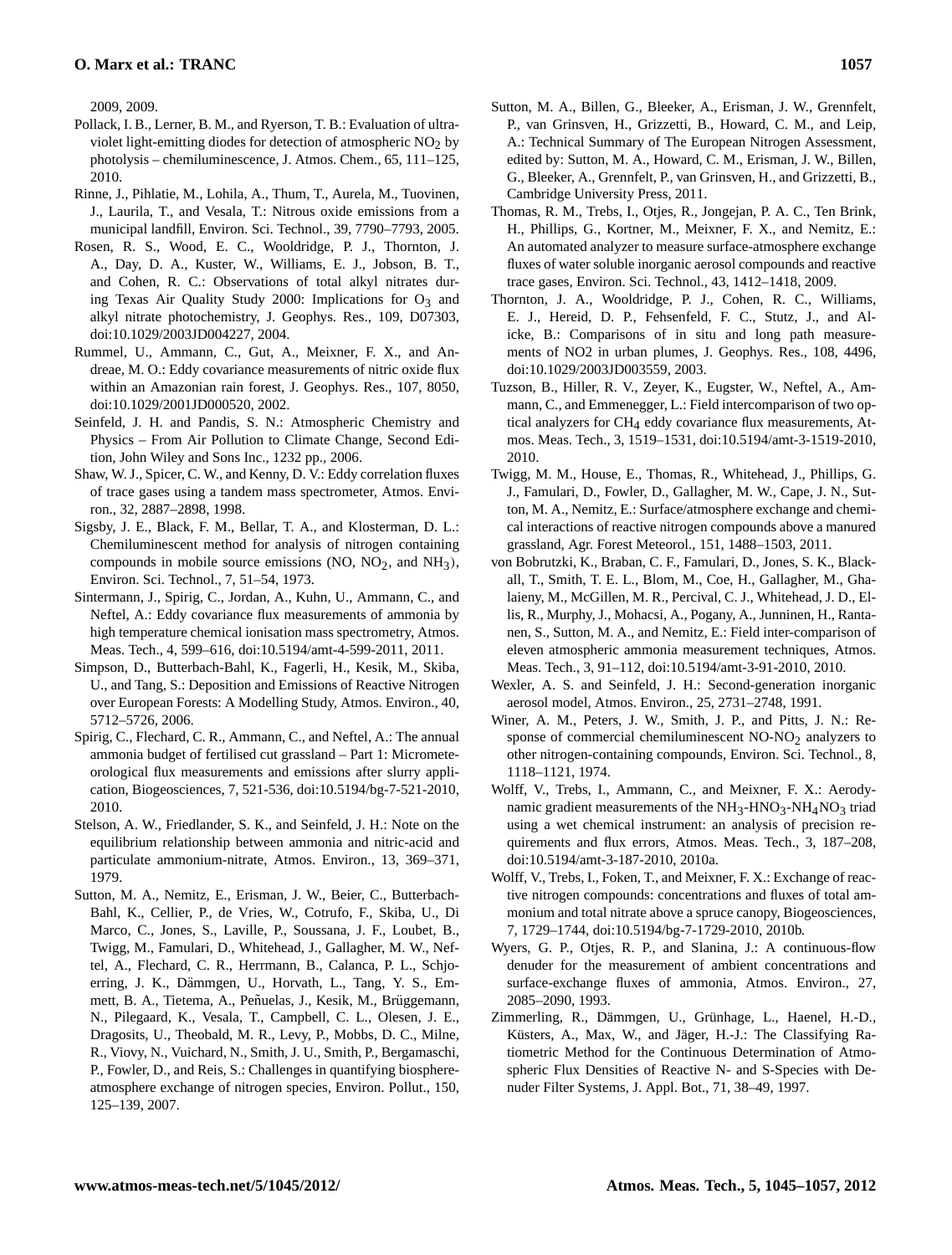2009, 2009.

Pollack, I. B., Lerner, B. M., and Ryerson, T. B.: Evaluation of ultraviolet light-emitting diodes for detection of atmospheric $NO_2$ by photolysis – chemiluminescence, J. Atmos. Chem., 65, 111–125, 2010.

Rinne, J., Pihlatie, M., Lohila, A., Thum, T., Aurela, M., Tuovinen, J., Laurila, T., and Vesala, T.: Nitrous oxide emissions from a municipal landfill, Environ. Sci. Technol., 39, 7790–7793, 2005.

Rosen, R. S., Wood, E. C., Wooldridge, P. J., Thornton, J. A., Day, D. A., Kuster, W., Williams, E. J., Jobson, B. T., and Cohen, R. C.: Observations of total alkyl nitrates during Texas Air Quality Study 2000: Implications for $O_3$ and alkyl nitrate photochemistry, J. Geophys. Res., 109, D07303, doi:10.1029/2003JD004227, 2004.

Rummel, U., Ammann, C., Gut, A., Meixner, F. X., and Andreae, M. O.: Eddy covariance measurements of nitric oxide flux within an Amazonian rain forest, J. Geophys. Res., 107, 8050, doi:10.1029/2001JD000520, 2002.

Seinfeld, J. H. and Pandis, S. N.: Atmospheric Chemistry and Physics – From Air Pollution to Climate Change, Second Edition, John Wiley and Sons Inc., 1232 pp., 2006.

Shaw, W. J., Spicer, C. W., and Kenny, D. V.: Eddy correlation fluxes of trace gases using a tandem mass spectrometer, Atmos. Environ., 32, 2887–2898, 1998.

Sigsby, J. E., Black, F. M., Bellar, T. A., and Klosterman, D. L.: Chemiluminescent method for analysis of nitrogen containing compounds in mobile source emissions (NO, $NO_2$, and $NH_3$), Environ. Sci. Technol., 7, 51–54, 1973.

Sintermann, J., Spirig, C., Jordan, A., Kuhn, U., Ammann, C., and Neftel, A.: Eddy covariance flux measurements of ammonia by high temperature chemical ionisation mass spectrometry, Atmos. Meas. Tech., 4, 599–616, doi:10.5194/amt-4-599-2011, 2011.

Simpson, D., Butterbach-Bahl, K., Fagerli, H., Kesik, M., Skiba, U., and Tang, S.: Deposition and Emissions of Reactive Nitrogen over European Forests: A Modelling Study, Atmos. Environ., 40, 5712–5726, 2006.

Spirig, C., Flechard, C. R., Ammann, C., and Neftel, A.: The annual ammonia budget of fertilised cut grassland – Part 1: Micrometeorological flux measurements and emissions after slurry application, Biogeosciences, 7, 521-536, doi:10.5194/bg-7-521-2010, 2010.

Stelson, A. W., Friedlander, S. K., and Seinfeld, J. H.: Note on the equilibrium relationship between ammonia and nitric-acid and particulate ammonium-nitrate, Atmos. Environ., 13, 369–371, 1979.

Sutton, M. A., Nemitz, E., Erisman, J. W., Beier, C., Butterbach-Bahl, K., Cellier, P., de Vries, W., Cotrufo, F., Skiba, U., Di Marco, C., Jones, S., Laville, P., Soussana, J. F., Loubet, B., Twigg, M., Famulari, D., Whitehead, J., Gallagher, M. W., Neftel, A., Flechard, C. R., Herrmann, B., Calanca, P. L., Schjoerring, J. K., Dämmgen, U., Horvath, L., Tang, Y. S., Emmett, B. A., Tietema, A., Peñuelas, J., Kesik, M., Brüggemann, N., Pilegaard, K., Vesala, T., Campbell, C. L., Olesen, J. E., Dragosits, U., Theobald, M. R., Levy, P., Mobbs, D. C., Milne, R., Viovy, N., Vuichard, N., Smith, J. U., Smith, P., Bergamaschi, P., Fowler, D., and Reis, S.: Challenges in quantifying biosphere-atmosphere exchange of nitrogen species, Environ. Pollut., 150, 125–139, 2007.

Sutton, M. A., Billen, G., Bleeker, A., Erisman, J. W., Grennfelt, P., van Grinsven, H., Grizzetti, B., Howard, C. M., and Leip, A.: Technical Summary of The European Nitrogen Assessment, edited by: Sutton, M. A., Howard, C. M., Erisman, J. W., Billen, G., Bleeker, A., Grennfelt, P., van Grinsven, H., and Grizzetti, B., Cambridge University Press, 2011.

Thomas, R. M., Trebs, I., Otjes, R., Jongejan, P. A. C., Ten Brink, H., Phillips, G., Kortner, M., Meixner, F. X., and Nemitz, E.: An automated analyzer to measure surface-atmosphere exchange fluxes of water soluble inorganic aerosol compounds and reactive trace gases, Environ. Sci. Technol., 43, 1412–1418, 2009.

Thornton, J. A., Wooldridge, P. J., Cohen, R. C., Williams, E. J., Hereid, D. P., Fehsenfeld, F. C., Stutz, J., and Alicke, B.: Comparisons of in situ and long path measurements of NO2 in urban plumes, J. Geophys. Res., 108, 4496, doi:10.1029/2003JD003559, 2003.

Tuzson, B., Hiller, R. V., Zeyer, K., Eugster, W., Neftel, A., Ammann, C., and Emmenegger, L.: Field intercomparison of two optical analyzers for $CH_4$ eddy covariance flux measurements, Atmos. Meas. Tech., 3, 1519–1531, doi:10.5194/amt-3-1519-2010, 2010.

Twigg, M. M., House, E., Thomas, R., Whitehead, J., Phillips, G. J., Famulari, D., Fowler, D., Gallagher, M. W., Cape, J. N., Sutton, M. A., Nemitz, E.: Surface/atmosphere exchange and chemical interactions of reactive nitrogen compounds above a manured grassland, Agr. Forest Meteorol., 151, 1488–1503, 2011.

von Bobrutzki, K., Braban, C. F., Famulari, D., Jones, S. K., Blackall, T., Smith, T. E. L., Blom, M., Coe, H., Gallagher, M., Ghalaieny, M., McGillen, M. R., Percival, C. J., Whitehead, J. D., Ellis, R., Murphy, J., Mohacsi, A., Pogany, A., Junninen, H., Rantanen, S., Sutton, M. A., and Nemitz, E.: Field inter-comparison of eleven atmospheric ammonia measurement techniques, Atmos. Meas. Tech., 3, 91–112, doi:10.5194/amt-3-91-2010, 2010.

Wexler, A. S. and Seinfeld, J. H.: Second-generation inorganic aerosol model, Atmos. Environ., 25, 2731–2748, 1991.

Winer, A. M., Peters, J. W., Smith, J. P., and Pitts, J. N.: Response of commercial chemiluminescent NO-$NO_2$ analyzers to other nitrogen-containing compounds, Environ. Sci. Technol., 8, 1118–1121, 1974.

Wolff, V., Trebs, I., Ammann, C., and Meixner, F. X.: Aerodynamic gradient measurements of the $NH_3$-$HNO_3$-$NH_4NO_3$ triad using a wet chemical instrument: an analysis of precision requirements and flux errors, Atmos. Meas. Tech., 3, 187–208, doi:10.5194/amt-3-187-2010, 2010a.

Wolff, V., Trebs, I., Foken, T., and Meixner, F. X.: Exchange of reactive nitrogen compounds: concentrations and fluxes of total ammonium and total nitrate above a spruce canopy, Biogeosciences, 7, 1729–1744, doi:10.5194/bg-7-1729-2010, 2010b.

Wyers, G. P., Otjes, R. P., and Slanina, J.: A continuous-flow denuder for the measurement of ambient concentrations and surface-exchange fluxes of ammonia, Atmos. Environ., 27, 2085–2090, 1993.

Zimmerling, R., Dämmgen, U., Grünhage, L., Haenel, H.-D., Küsters, A., Max, W., and Jäger, H.-J.: The Classifying Ratiometric Method for the Continuous Determination of Atmospheric Flux Densities of Reactive N- and S-Species with Denuder Filter Systems, J. Appl. Bot., 71, 38–49, 1997.